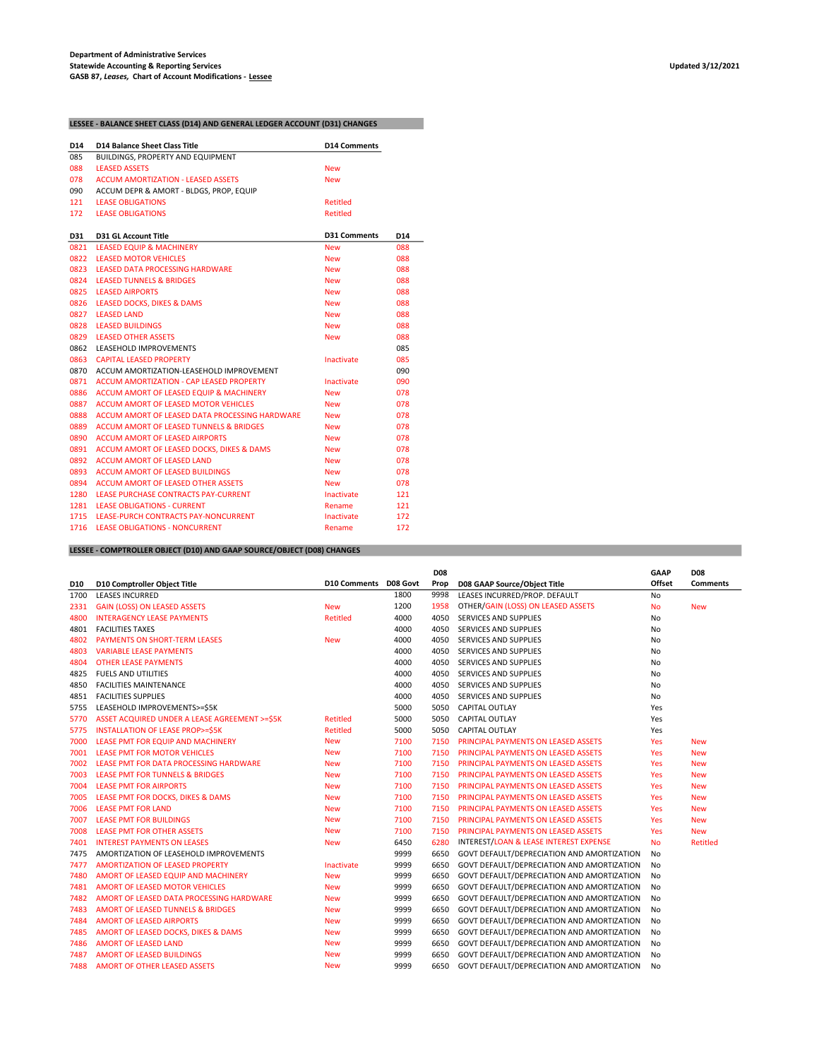**Department of Administrative Services**
**Statewide Accounting & Reporting Services**
**GASB 87, *Leases*, Chart of Account Modifications - Lessee**

**Updated 3/12/2021**

## LESSEE - BALANCE SHEET CLASS (D14) AND GENERAL LEDGER ACCOUNT (D31) CHANGES

| D14 | D14 Balance Sheet Class Title | D14 Comments |
|---|---|---|
| 085 | BUILDINGS, PROPERTY AND EQUIPMENT | |
| 088 | LEASED ASSETS | New |
| 078 | ACCUM AMORTIZATION - LEASED ASSETS | New |
| 090 | ACCUM DEPR & AMORT - BLDGS, PROP, EQUIP | |
| 121 | LEASE OBLIGATIONS | Retitled |
| 172 | LEASE OBLIGATIONS | Retitled |

| D31 | D31 GL Account Title | D31 Comments | D14 |
|---|---|---|---|
| 0821 | LEASED EQUIP & MACHINERY | New | 088 |
| 0822 | LEASED MOTOR VEHICLES | New | 088 |
| 0823 | LEASED DATA PROCESSING HARDWARE | New | 088 |
| 0824 | LEASED TUNNELS & BRIDGES | New | 088 |
| 0825 | LEASED AIRPORTS | New | 088 |
| 0826 | LEASED DOCKS, DIKES & DAMS | New | 088 |
| 0827 | LEASED LAND | New | 088 |
| 0828 | LEASED BUILDINGS | New | 088 |
| 0829 | LEASED OTHER ASSETS | New | 088 |
| 0862 | LEASEHOLD IMPROVEMENTS | | 085 |
| 0863 | CAPITAL LEASED PROPERTY | Inactivate | 085 |
| 0870 | ACCUM AMORTIZATION-LEASEHOLD IMPROVEMENT | | 090 |
| 0871 | ACCUM AMORTIZATION - CAP LEASED PROPERTY | Inactivate | 090 |
| 0886 | ACCUM AMORT OF LEASED EQUIP & MACHINERY | New | 078 |
| 0887 | ACCUM AMORT OF LEASED MOTOR VEHICLES | New | 078 |
| 0888 | ACCUM AMORT OF LEASED DATA PROCESSING HARDWARE | New | 078 |
| 0889 | ACCUM AMORT OF LEASED TUNNELS & BRIDGES | New | 078 |
| 0890 | ACCUM AMORT OF LEASED AIRPORTS | New | 078 |
| 0891 | ACCUM AMORT OF LEASED DOCKS, DIKES & DAMS | New | 078 |
| 0892 | ACCUM AMORT OF LEASED LAND | New | 078 |
| 0893 | ACCUM AMORT OF LEASED BUILDINGS | New | 078 |
| 0894 | ACCUM AMORT OF LEASED OTHER ASSETS | New | 078 |
| 1280 | LEASE PURCHASE CONTRACTS PAY-CURRENT | Inactivate | 121 |
| 1281 | LEASE OBLIGATIONS - CURRENT | Rename | 121 |
| 1715 | LEASE-PURCH CONTRACTS PAY-NONCURRENT | Inactivate | 172 |
| 1716 | LEASE OBLIGATIONS - NONCURRENT | Rename | 172 |

## LESSEE - COMPTROLLER OBJECT (D10) AND GAAP SOURCE/OBJECT (D08) CHANGES

| D10 | D10 Comptroller Object Title | D10 Comments | D08 Govt | D08 Prop | D08 GAAP Source/Object Title | GAAP Offset | D08 Comments |
|---|---|---|---|---|---|---|---|
| 1700 | LEASES INCURRED | | 1800 | 9998 | LEASES INCURRED/PROP. DEFAULT | No | |
| 2331 | GAIN (LOSS) ON LEASED ASSETS | New | 1200 | 1958 | OTHER/GAIN (LOSS) ON LEASED ASSETS | No | New |
| 4800 | INTERAGENCY LEASE PAYMENTS | Retitled | 4000 | 4050 | SERVICES AND SUPPLIES | No | |
| 4801 | FACILITIES TAXES | | 4000 | 4050 | SERVICES AND SUPPLIES | No | |
| 4802 | PAYMENTS ON SHORT-TERM LEASES | New | 4000 | 4050 | SERVICES AND SUPPLIES | No | |
| 4803 | VARIABLE LEASE PAYMENTS | | 4000 | 4050 | SERVICES AND SUPPLIES | No | |
| 4804 | OTHER LEASE PAYMENTS | | 4000 | 4050 | SERVICES AND SUPPLIES | No | |
| 4825 | FUELS AND UTILITIES | | 4000 | 4050 | SERVICES AND SUPPLIES | No | |
| 4850 | FACILITIES MAINTENANCE | | 4000 | 4050 | SERVICES AND SUPPLIES | No | |
| 4851 | FACILITIES SUPPLIES | | 4000 | 4050 | SERVICES AND SUPPLIES | No | |
| 5755 | LEASEHOLD IMPROVEMENTS>=$5K | | 5000 | 5050 | CAPITAL OUTLAY | Yes | |
| 5770 | ASSET ACQUIRED UNDER A LEASE AGREEMENT >=$5K | Retitled | 5000 | 5050 | CAPITAL OUTLAY | Yes | |
| 5775 | INSTALLATION OF LEASE PROP>=$5K | Retitled | 5000 | 5050 | CAPITAL OUTLAY | Yes | |
| 7000 | LEASE PMT FOR EQUIP AND MACHINERY | New | 7100 | 7150 | PRINCIPAL PAYMENTS ON LEASED ASSETS | Yes | New |
| 7001 | LEASE PMT FOR MOTOR VEHICLES | New | 7100 | 7150 | PRINCIPAL PAYMENTS ON LEASED ASSETS | Yes | New |
| 7002 | LEASE PMT FOR DATA PROCESSING HARDWARE | New | 7100 | 7150 | PRINCIPAL PAYMENTS ON LEASED ASSETS | Yes | New |
| 7003 | LEASE PMT FOR TUNNELS & BRIDGES | New | 7100 | 7150 | PRINCIPAL PAYMENTS ON LEASED ASSETS | Yes | New |
| 7004 | LEASE PMT FOR AIRPORTS | New | 7100 | 7150 | PRINCIPAL PAYMENTS ON LEASED ASSETS | Yes | New |
| 7005 | LEASE PMT FOR DOCKS, DIKES & DAMS | New | 7100 | 7150 | PRINCIPAL PAYMENTS ON LEASED ASSETS | Yes | New |
| 7006 | LEASE PMT FOR LAND | New | 7100 | 7150 | PRINCIPAL PAYMENTS ON LEASED ASSETS | Yes | New |
| 7007 | LEASE PMT FOR BUILDINGS | New | 7100 | 7150 | PRINCIPAL PAYMENTS ON LEASED ASSETS | Yes | New |
| 7008 | LEASE PMT FOR OTHER ASSETS | New | 7100 | 7150 | PRINCIPAL PAYMENTS ON LEASED ASSETS | Yes | New |
| 7401 | INTEREST PAYMENTS ON LEASES | New | 6450 | 6280 | INTEREST/LOAN & LEASE INTEREST EXPENSE | No | Retitled |
| 7475 | AMORTIZATION OF LEASEHOLD IMPROVEMENTS | | 9999 | 6650 | GOVT DEFAULT/DEPRECIATION AND AMORTIZATION | No | |
| 7477 | AMORTIZATION OF LEASED PROPERTY | Inactivate | 9999 | 6650 | GOVT DEFAULT/DEPRECIATION AND AMORTIZATION | No | |
| 7480 | AMORT OF LEASED EQUIP AND MACHINERY | New | 9999 | 6650 | GOVT DEFAULT/DEPRECIATION AND AMORTIZATION | No | |
| 7481 | AMORT OF LEASED MOTOR VEHICLES | New | 9999 | 6650 | GOVT DEFAULT/DEPRECIATION AND AMORTIZATION | No | |
| 7482 | AMORT OF LEASED DATA PROCESSING HARDWARE | New | 9999 | 6650 | GOVT DEFAULT/DEPRECIATION AND AMORTIZATION | No | |
| 7483 | AMORT OF LEASED TUNNELS & BRIDGES | New | 9999 | 6650 | GOVT DEFAULT/DEPRECIATION AND AMORTIZATION | No | |
| 7484 | AMORT OF LEASED AIRPORTS | New | 9999 | 6650 | GOVT DEFAULT/DEPRECIATION AND AMORTIZATION | No | |
| 7485 | AMORT OF LEASED DOCKS, DIKES & DAMS | New | 9999 | 6650 | GOVT DEFAULT/DEPRECIATION AND AMORTIZATION | No | |
| 7486 | AMORT OF LEASED LAND | New | 9999 | 6650 | GOVT DEFAULT/DEPRECIATION AND AMORTIZATION | No | |
| 7487 | AMORT OF LEASED BUILDINGS | New | 9999 | 6650 | GOVT DEFAULT/DEPRECIATION AND AMORTIZATION | No | |
| 7488 | AMORT OF OTHER LEASED ASSETS | New | 9999 | 6650 | GOVT DEFAULT/DEPRECIATION AND AMORTIZATION | No | |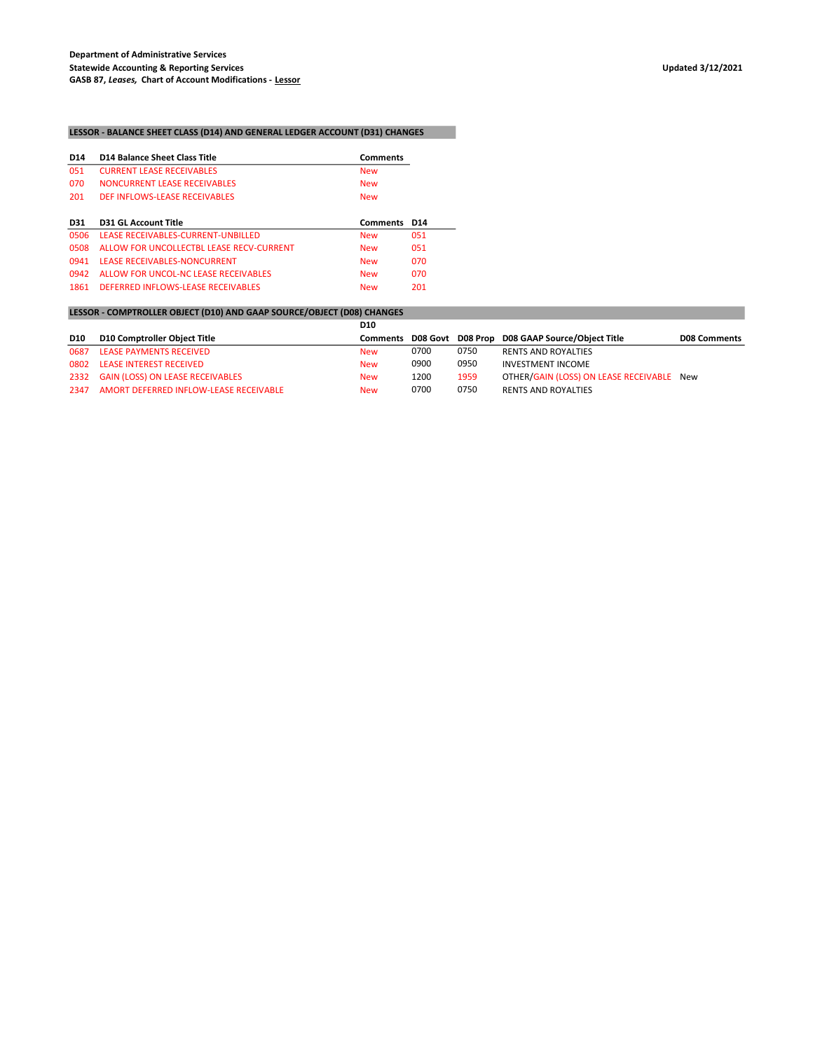**Department of Administrative Services**
**Statewide Accounting & Reporting Services**
**GASB 87, *Leases*, Chart of Account Modifications - Lessor**

**Updated 3/12/2021**

## LESSOR - BALANCE SHEET CLASS (D14) AND GENERAL LEDGER ACCOUNT (D31) CHANGES

| D14 | D14 Balance Sheet Class Title | Comments |
|---|---|---|
| 051 | CURRENT LEASE RECEIVABLES | New |
| 070 | NONCURRENT LEASE RECEIVABLES | New |
| 201 | DEF INFLOWS-LEASE RECEIVABLES | New |

| D31 | D31 GL Account Title | Comments | D14 |
|---|---|---|---|
| 0506 | LEASE RECEIVABLES-CURRENT-UNBILLED | New | 051 |
| 0508 | ALLOW FOR UNCOLLECTBL LEASE RECV-CURRENT | New | 051 |
| 0941 | LEASE RECEIVABLES-NONCURRENT | New | 070 |
| 0942 | ALLOW FOR UNCOL-NC LEASE RECEIVABLES | New | 070 |
| 1861 | DEFERRED INFLOWS-LEASE RECEIVABLES | New | 201 |

## LESSOR - COMPTROLLER OBJECT (D10) AND GAAP SOURCE/OBJECT (D08) CHANGES

| D10 | D10 Comptroller Object Title | D10 Comments | D08 Govt | D08 Prop | D08 GAAP Source/Object Title | D08 Comments |
|---|---|---|---|---|---|---|
| 0687 | LEASE PAYMENTS RECEIVED | New | 0700 | 0750 | RENTS AND ROYALTIES | |
| 0802 | LEASE INTEREST RECEIVED | New | 0900 | 0950 | INVESTMENT INCOME | |
| 2332 | GAIN (LOSS) ON LEASE RECEIVABLES | New | 1200 | 1959 | OTHER/GAIN (LOSS) ON LEASE RECEIVABLE | New |
| 2347 | AMORT DEFERRED INFLOW-LEASE RECEIVABLE | New | 0700 | 0750 | RENTS AND ROYALTIES | |